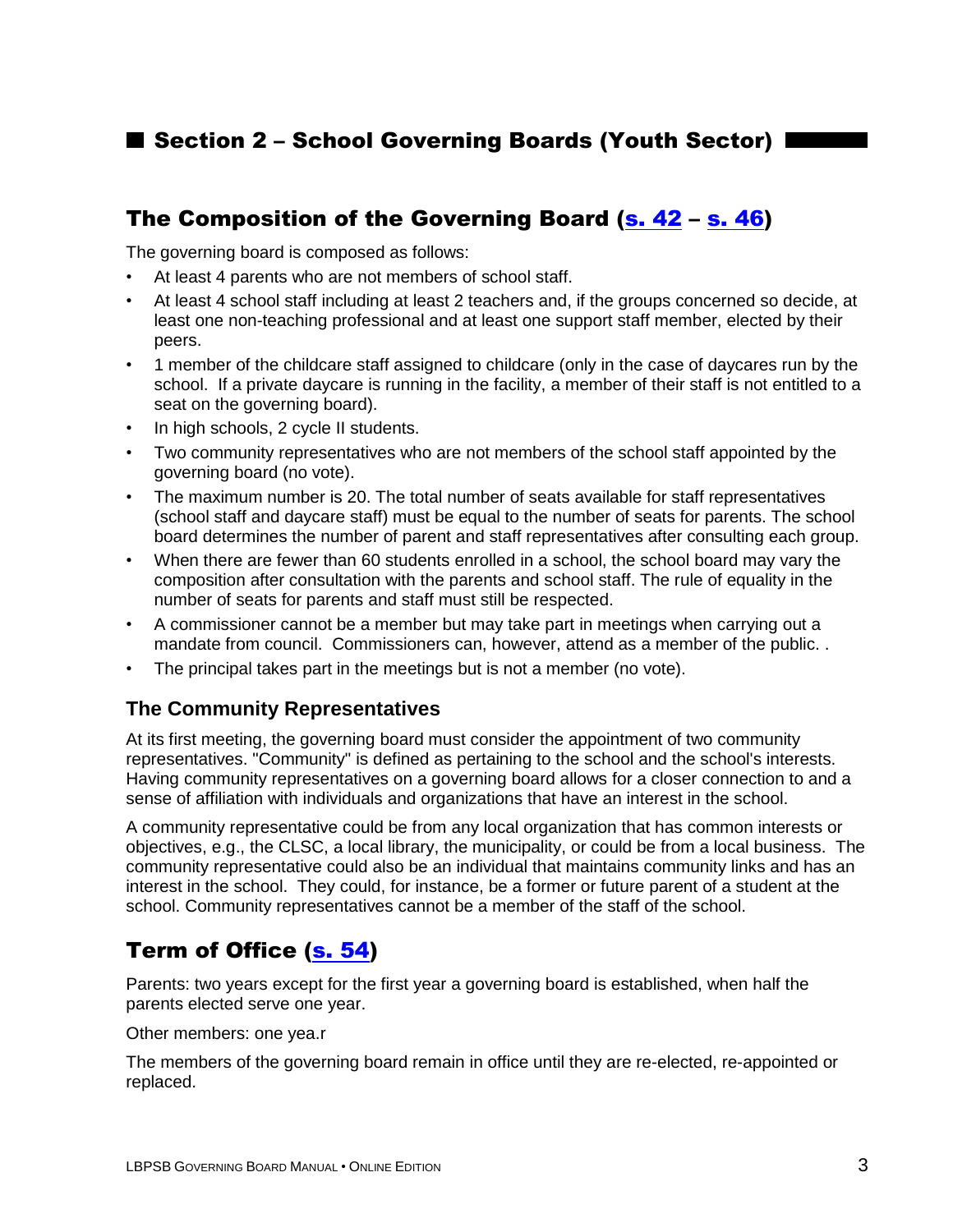# Section 2 – School Governing Boards (Youth Sector)

## The Composition of the Governing Board (s. 42 – s. 46)

The governing board is composed as follows:

- At least 4 parents who are not members of school staff.
- At least 4 school staff including at least 2 teachers and, if the groups concerned so decide, at least one non-teaching professional and at least one support staff member, elected by their peers.
- 1 member of the childcare staff assigned to childcare (only in the case of daycares run by the school. If a private daycare is running in the facility, a member of their staff is not entitled to a seat on the governing board).
- In high schools, 2 cycle II students.
- Two community representatives who are not members of the school staff appointed by the governing board (no vote).
- The maximum number is 20. The total number of seats available for staff representatives (school staff and daycare staff) must be equal to the number of seats for parents. The school board determines the number of parent and staff representatives after consulting each group.
- When there are fewer than 60 students enrolled in a school, the school board may vary the composition after consultation with the parents and school staff. The rule of equality in the number of seats for parents and staff must still be respected.
- A commissioner cannot be a member but may take part in meetings when carrying out a mandate from council. Commissioners can, however, attend as a member of the public. .
- The principal takes part in the meetings but is not a member (no vote).

### The Community Representatives

At its first meeting, the governing board must consider the appointment of two community representatives. "Community" is defined as pertaining to the school and the school's interests. Having community representatives on a governing board allows for a closer connection to and a sense of affiliation with individuals and organizations that have an interest in the school.

A community representative could be from any local organization that has common interests or objectives, e.g., the CLSC, a local library, the municipality, or could be from a local business. The community representative could also be an individual that maintains community links and has an interest in the school. They could, for instance, be a former or future parent of a student at the school. Community representatives cannot be a member of the staff of the school.

## Term of Office (s. 54)

Parents: two years except for the first year a governing board is established, when half the parents elected serve one year.

Other members: one yea.r

The members of the governing board remain in office until they are re-elected, re-appointed or replaced.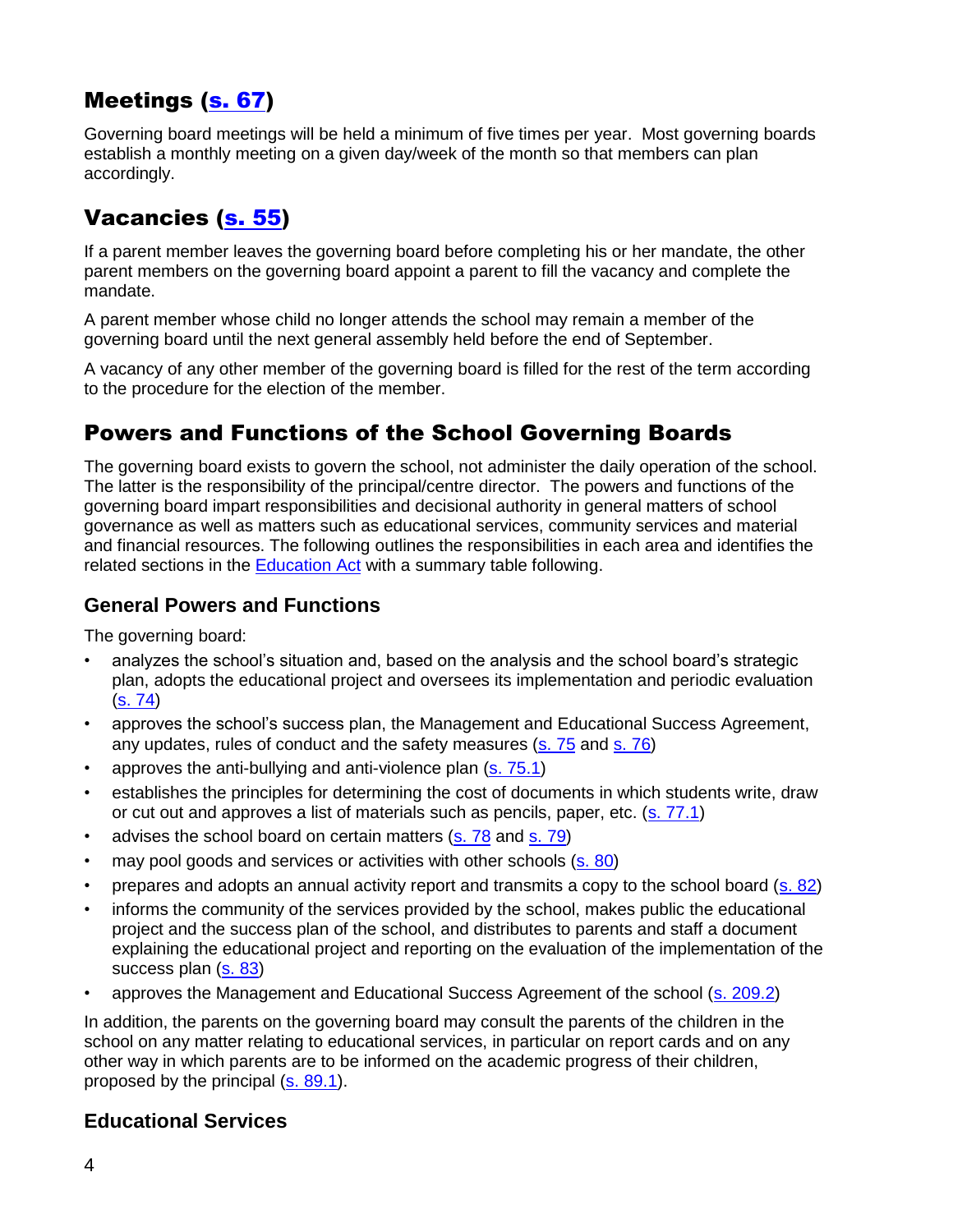## Meetings (s. 67)

Governing board meetings will be held a minimum of five times per year. Most governing boards establish a monthly meeting on a given day/week of the month so that members can plan accordingly.

## Vacancies (s. 55)

If a parent member leaves the governing board before completing his or her mandate, the other parent members on the governing board appoint a parent to fill the vacancy and complete the mandate.

A parent member whose child no longer attends the school may remain a member of the governing board until the next general assembly held before the end of September.

A vacancy of any other member of the governing board is filled for the rest of the term according to the procedure for the election of the member.

## Powers and Functions of the School Governing Boards

The governing board exists to govern the school, not administer the daily operation of the school. The latter is the responsibility of the principal/centre director. The powers and functions of the governing board impart responsibilities and decisional authority in general matters of school governance as well as matters such as educational services, community services and material and financial resources. The following outlines the responsibilities in each area and identifies the related sections in the Education Act with a summary table following.

### General Powers and Functions

The governing board:

- analyzes the school's situation and, based on the analysis and the school board's strategic plan, adopts the educational project and oversees its implementation and periodic evaluation (s. 74)
- approves the school's success plan, the Management and Educational Success Agreement, any updates, rules of conduct and the safety measures (s. 75 and s. 76)
- approves the anti-bullying and anti-violence plan (s. 75.1)
- establishes the principles for determining the cost of documents in which students write, draw or cut out and approves a list of materials such as pencils, paper, etc. (s. 77.1)
- advises the school board on certain matters (s. 78 and s. 79)
- may pool goods and services or activities with other schools (s. 80)
- prepares and adopts an annual activity report and transmits a copy to the school board (s. 82)
- informs the community of the services provided by the school, makes public the educational project and the success plan of the school, and distributes to parents and staff a document explaining the educational project and reporting on the evaluation of the implementation of the success plan (s. 83)
- approves the Management and Educational Success Agreement of the school (s. 209.2)

In addition, the parents on the governing board may consult the parents of the children in the school on any matter relating to educational services, in particular on report cards and on any other way in which parents are to be informed on the academic progress of their children, proposed by the principal (s. 89.1).

### Educational Services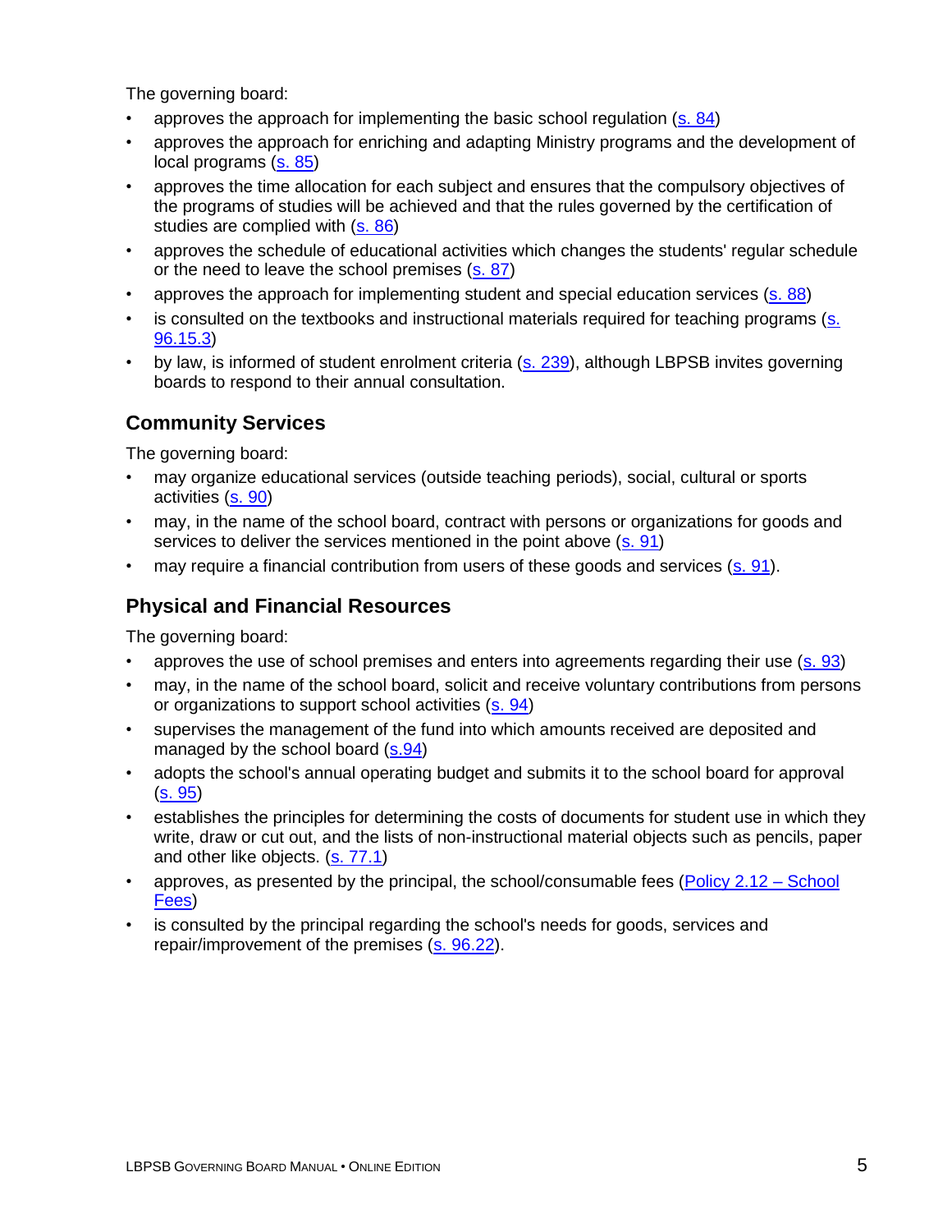The governing board:

- approves the approach for implementing the basic school regulation (s. 84)
- approves the approach for enriching and adapting Ministry programs and the development of local programs (s. 85)
- approves the time allocation for each subject and ensures that the compulsory objectives of the programs of studies will be achieved and that the rules governed by the certification of studies are complied with (s. 86)
- approves the schedule of educational activities which changes the students' regular schedule or the need to leave the school premises (s. 87)
- approves the approach for implementing student and special education services (s. 88)
- is consulted on the textbooks and instructional materials required for teaching programs (s. 96.15.3)
- by law, is informed of student enrolment criteria (s. 239), although LBPSB invites governing boards to respond to their annual consultation.

## Community Services

The governing board:

- may organize educational services (outside teaching periods), social, cultural or sports activities (s. 90)
- may, in the name of the school board, contract with persons or organizations for goods and services to deliver the services mentioned in the point above (s. 91)
- may require a financial contribution from users of these goods and services (s. 91).

## Physical and Financial Resources

The governing board:

- approves the use of school premises and enters into agreements regarding their use (s. 93)
- may, in the name of the school board, solicit and receive voluntary contributions from persons or organizations to support school activities (s. 94)
- supervises the management of the fund into which amounts received are deposited and managed by the school board (s.94)
- adopts the school's annual operating budget and submits it to the school board for approval (s. 95)
- establishes the principles for determining the costs of documents for student use in which they write, draw or cut out, and the lists of non-instructional material objects such as pencils, paper and other like objects. (s. 77.1)
- approves, as presented by the principal, the school/consumable fees (Policy 2.12 – School Fees)
- is consulted by the principal regarding the school's needs for goods, services and repair/improvement of the premises (s. 96.22).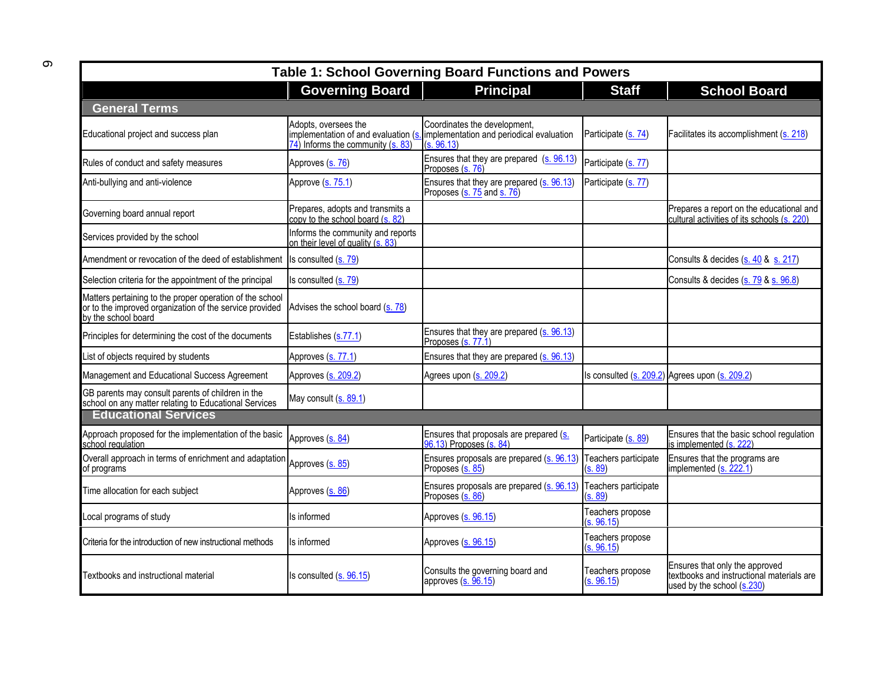**Table 1: School Governing Board Functions and Powers**

| | Governing Board | Principal | Staff | School Board |
|---|---|---|---|---|
| **General Terms** | | | | |
| Educational project and success plan | Adopts, oversees the implementation of and evaluation (s. 74) Informs the community (s. 83) | Coordinates the development, implementation and periodical evaluation (s. 96.13) | Participate (s. 74) | Facilitates its accomplishment (s. 218) |
| Rules of conduct and safety measures | Approves (s. 76) | Ensures that they are prepared (s. 96.13) Proposes (s. 76) | Participate (s. 77) | |
| Anti-bullying and anti-violence | Approve (s. 75.1) | Ensures that they are prepared (s. 96.13) Proposes (s. 75 and s. 76) | Participate (s. 77) | |
| Governing board annual report | Prepares, adopts and transmits a copy to the school board (s. 82) | | | Prepares a report on the educational and cultural activities of its schools (s. 220) |
| Services provided by the school | Informs the community and reports on their level of quality (s. 83) | | | |
| Amendment or revocation of the deed of establishment | Is consulted (s. 79) | | | Consults & decides (s. 40 & s. 217) |
| Selection criteria for the appointment of the principal | Is consulted (s. 79) | | | Consults & decides (s. 79 & s. 96.8) |
| Matters pertaining to the proper operation of the school or to the improved organization of the service provided by the school board | Advises the school board (s. 78) | | | |
| Principles for determining the cost of the documents | Establishes (s.77.1) | Ensures that they are prepared (s. 96.13) Proposes (s. 77.1) | | |
| List of objects required by students | Approves (s. 77.1) | Ensures that they are prepared (s. 96.13) | | |
| Management and Educational Success Agreement | Approves (s. 209.2) | Agrees upon (s. 209.2) | Is consulted (s. 209.2) | Agrees upon (s. 209.2) |
| GB parents may consult parents of children in the school on any matter relating to Educational Services | May consult (s. 89.1) | | | |
| **Educational Services** | | | | |
| Approach proposed for the implementation of the basic school regulation | Approves (s. 84) | Ensures that proposals are prepared (s. 96.13) Proposes (s. 84) | Participate (s. 89) | Ensures that the basic school regulation is implemented (s. 222) |
| Overall approach in terms of enrichment and adaptation of programs | Approves (s. 85) | Ensures proposals are prepared (s. 96.13) Proposes (s. 85) | Teachers participate (s. 89) | Ensures that the programs are implemented (s. 222.1) |
| Time allocation for each subject | Approves (s. 86) | Ensures proposals are prepared (s. 96.13) Proposes (s. 86) | Teachers participate (s. 89) | |
| Local programs of study | Is informed | Approves (s. 96.15) | Teachers propose (s. 96.15) | |
| Criteria for the introduction of new instructional methods | Is informed | Approves (s. 96.15) | Teachers propose (s. 96.15) | |
| Textbooks and instructional material | Is consulted (s. 96.15) | Consults the governing board and approves (s. 96.15) | Teachers propose (s. 96.15) | Ensures that only the approved textbooks and instructional materials are used by the school (s.230) |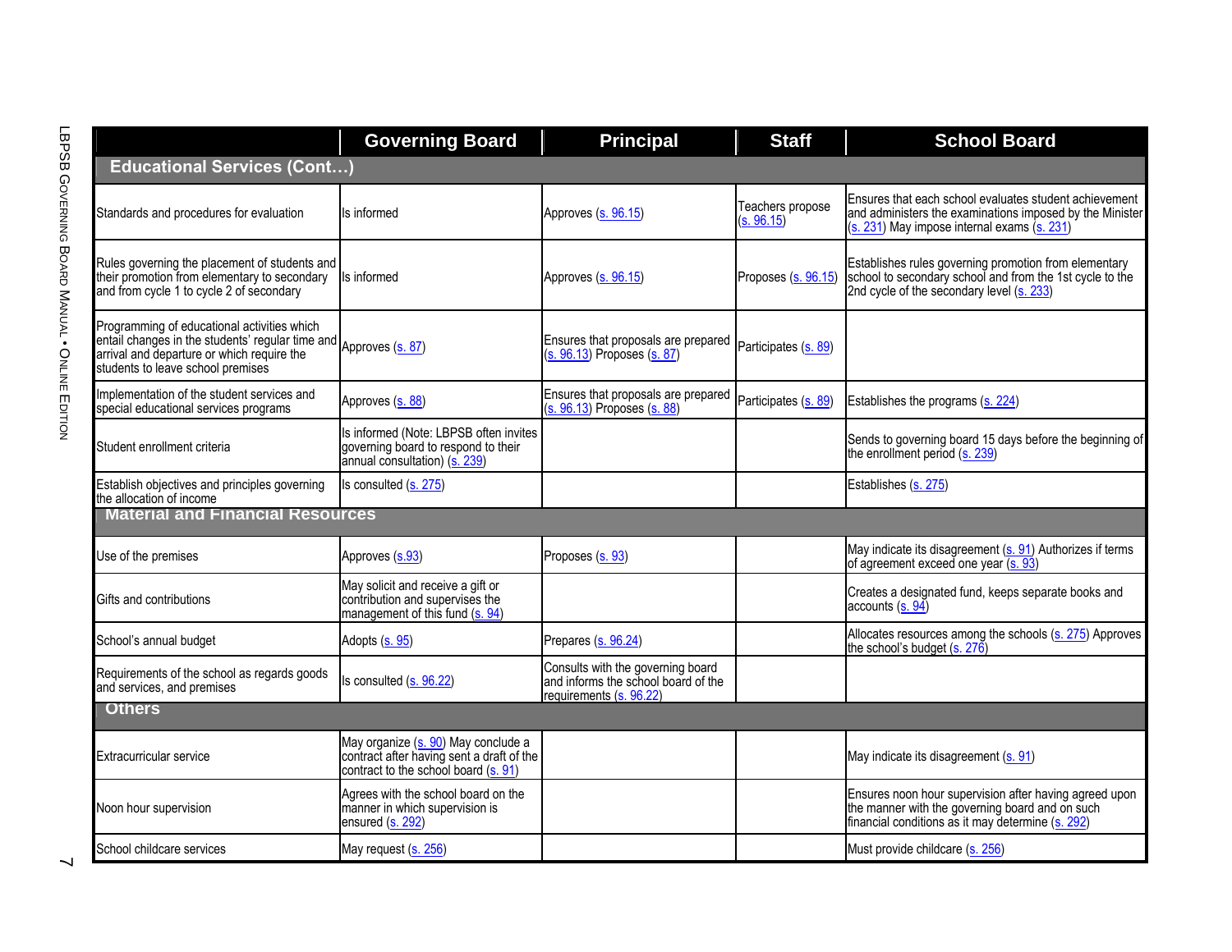| | Governing Board | Principal | Staff | School Board |
|---|---|---|---|---|
| **Educational Services (Cont…)** | | | | |
| Standards and procedures for evaluation | Is informed | Approves (s. 96.15) | Teachers propose (s. 96.15) | Ensures that each school evaluates student achievement and administers the examinations imposed by the Minister (s. 231) May impose internal exams (s. 231) |
| Rules governing the placement of students and their promotion from elementary to secondary and from cycle 1 to cycle 2 of secondary | Is informed | Approves (s. 96.15) | Proposes (s. 96.15) | Establishes rules governing promotion from elementary school to secondary school and from the 1st cycle to the 2nd cycle of the secondary level (s. 233) |
| Programming of educational activities which entail changes in the students' regular time and arrival and departure or which require the students to leave school premises | Approves (s. 87) | Ensures that proposals are prepared (s. 96.13) Proposes (s. 87) | Participates (s. 89) | |
| Implementation of the student services and special educational services programs | Approves (s. 88) | Ensures that proposals are prepared (s. 96.13) Proposes (s. 88) | Participates (s. 89) | Establishes the programs (s. 224) |
| Student enrollment criteria | Is informed (Note: LBPSB often invites governing board to respond to their annual consultation) (s. 239) | | | Sends to governing board 15 days before the beginning of the enrollment period (s. 239) |
| Establish objectives and principles governing the allocation of income | Is consulted (s. 275) | | | Establishes (s. 275) |
| **Material and Financial Resources** | | | | |
| Use of the premises | Approves (s.93) | Proposes (s. 93) | | May indicate its disagreement (s. 91) Authorizes if terms of agreement exceed one year (s. 93) |
| Gifts and contributions | May solicit and receive a gift or contribution and supervises the management of this fund (s. 94) | | | Creates a designated fund, keeps separate books and accounts (s. 94) |
| School's annual budget | Adopts (s. 95) | Prepares (s. 96.24) | | Allocates resources among the schools (s. 275) Approves the school's budget (s. 276) |
| Requirements of the school as regards goods and services, and premises | Is consulted (s. 96.22) | Consults with the governing board and informs the school board of the requirements (s. 96.22) | | |
| **Others** | | | | |
| Extracurricular service | May organize (s. 90) May conclude a contract after having sent a draft of the contract to the school board (s. 91) | | | May indicate its disagreement (s. 91) |
| Noon hour supervision | Agrees with the school board on the manner in which supervision is ensured (s. 292) | | | Ensures noon hour supervision after having agreed upon the manner with the governing board and on such financial conditions as it may determine (s. 292) |
| School childcare services | May request (s. 256) | | | Must provide childcare (s. 256) |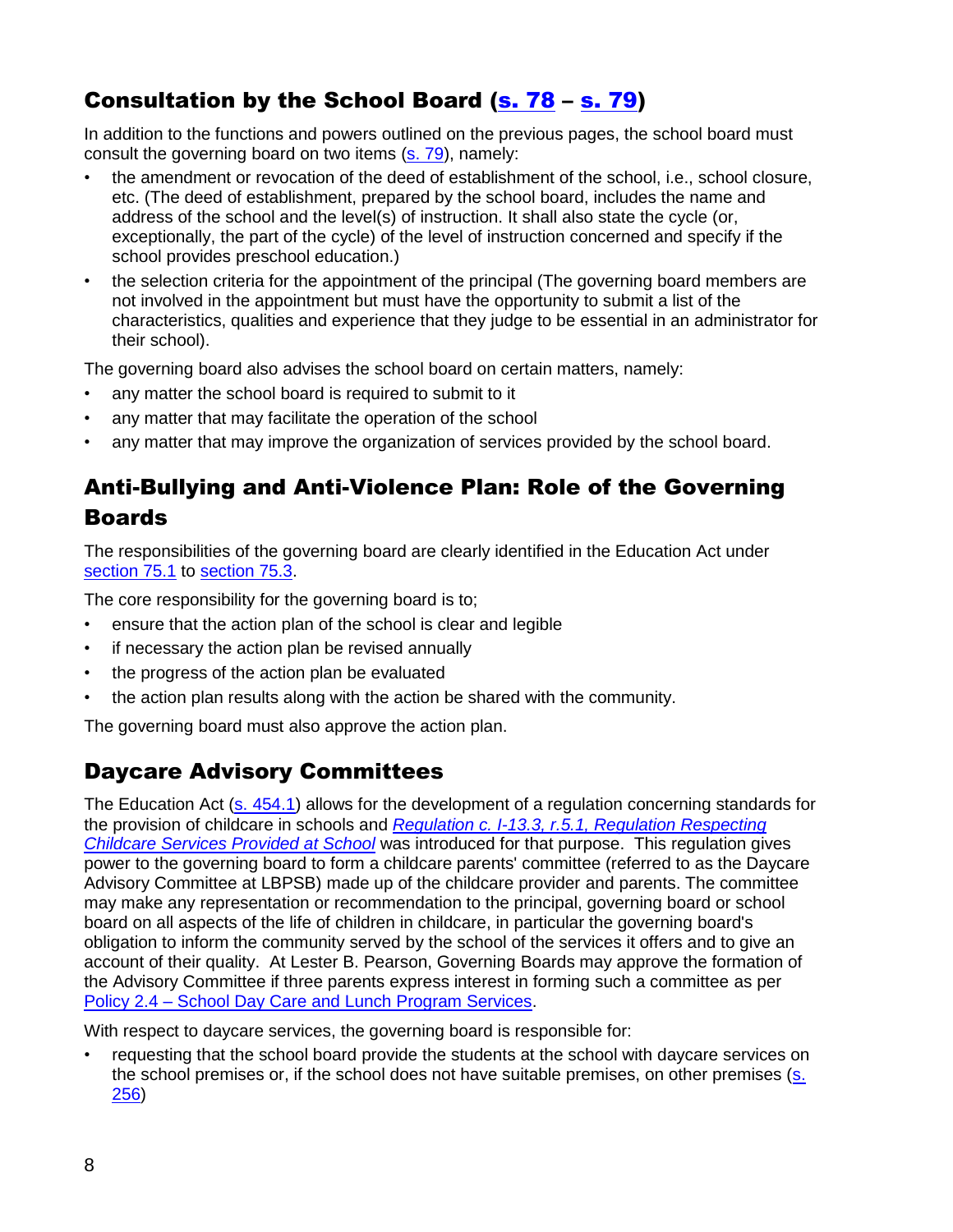## Consultation by the School Board (s. 78 – s. 79)

In addition to the functions and powers outlined on the previous pages, the school board must consult the governing board on two items (s. 79), namely:

- the amendment or revocation of the deed of establishment of the school, i.e., school closure, etc. (The deed of establishment, prepared by the school board, includes the name and address of the school and the level(s) of instruction. It shall also state the cycle (or, exceptionally, the part of the cycle) of the level of instruction concerned and specify if the school provides preschool education.)
- the selection criteria for the appointment of the principal (The governing board members are not involved in the appointment but must have the opportunity to submit a list of the characteristics, qualities and experience that they judge to be essential in an administrator for their school).

The governing board also advises the school board on certain matters, namely:

- any matter the school board is required to submit to it
- any matter that may facilitate the operation of the school
- any matter that may improve the organization of services provided by the school board.

## Anti-Bullying and Anti-Violence Plan: Role of the Governing Boards

The responsibilities of the governing board are clearly identified in the Education Act under section 75.1 to section 75.3.

The core responsibility for the governing board is to;

- ensure that the action plan of the school is clear and legible
- if necessary the action plan be revised annually
- the progress of the action plan be evaluated
- the action plan results along with the action be shared with the community.

The governing board must also approve the action plan.

## Daycare Advisory Committees

The Education Act (s. 454.1) allows for the development of a regulation concerning standards for the provision of childcare in schools and *Regulation c. I-13.3, r.5.1, Regulation Respecting Childcare Services Provided at School* was introduced for that purpose. This regulation gives power to the governing board to form a childcare parents' committee (referred to as the Daycare Advisory Committee at LBPSB) made up of the childcare provider and parents. The committee may make any representation or recommendation to the principal, governing board or school board on all aspects of the life of children in childcare, in particular the governing board's obligation to inform the community served by the school of the services it offers and to give an account of their quality. At Lester B. Pearson, Governing Boards may approve the formation of the Advisory Committee if three parents express interest in forming such a committee as per Policy 2.4 – School Day Care and Lunch Program Services.

With respect to daycare services, the governing board is responsible for:

- requesting that the school board provide the students at the school with daycare services on the school premises or, if the school does not have suitable premises, on other premises (s. 256)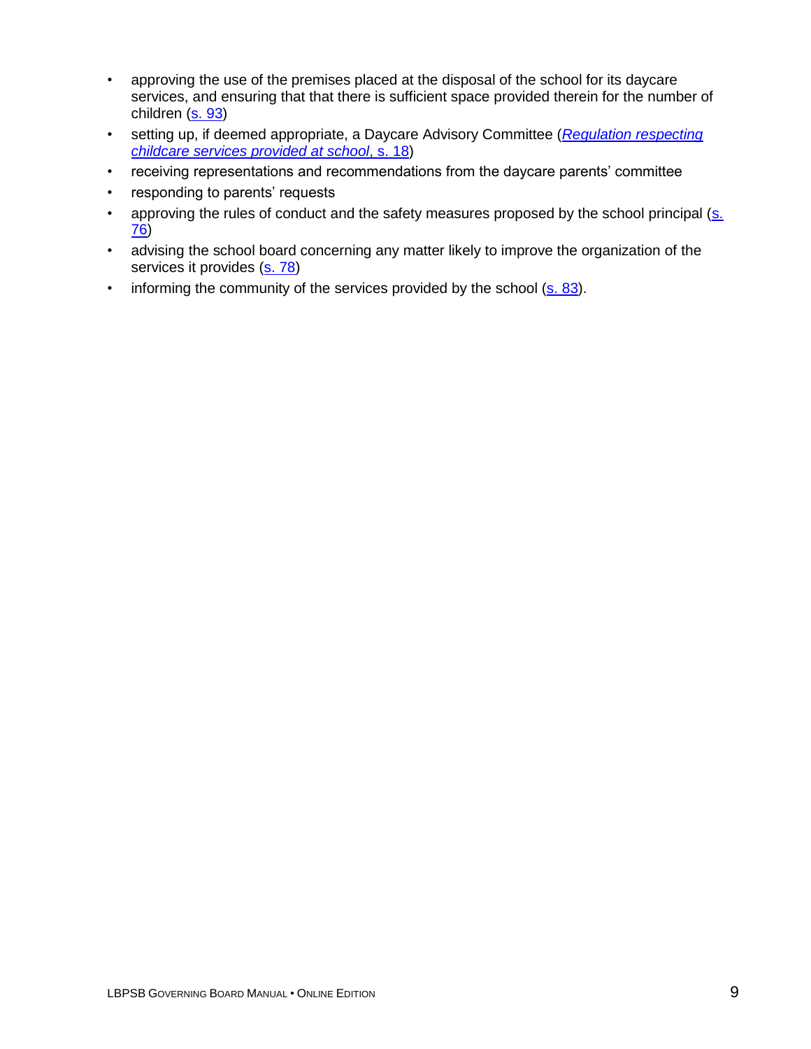- approving the use of the premises placed at the disposal of the school for its daycare services, and ensuring that that there is sufficient space provided therein for the number of children (s. 93)
- setting up, if deemed appropriate, a Daycare Advisory Committee (*Regulation respecting childcare services provided at school*, s. 18)
- receiving representations and recommendations from the daycare parents' committee
- responding to parents' requests
- approving the rules of conduct and the safety measures proposed by the school principal (s. 76)
- advising the school board concerning any matter likely to improve the organization of the services it provides (s. 78)
- informing the community of the services provided by the school (s. 83).